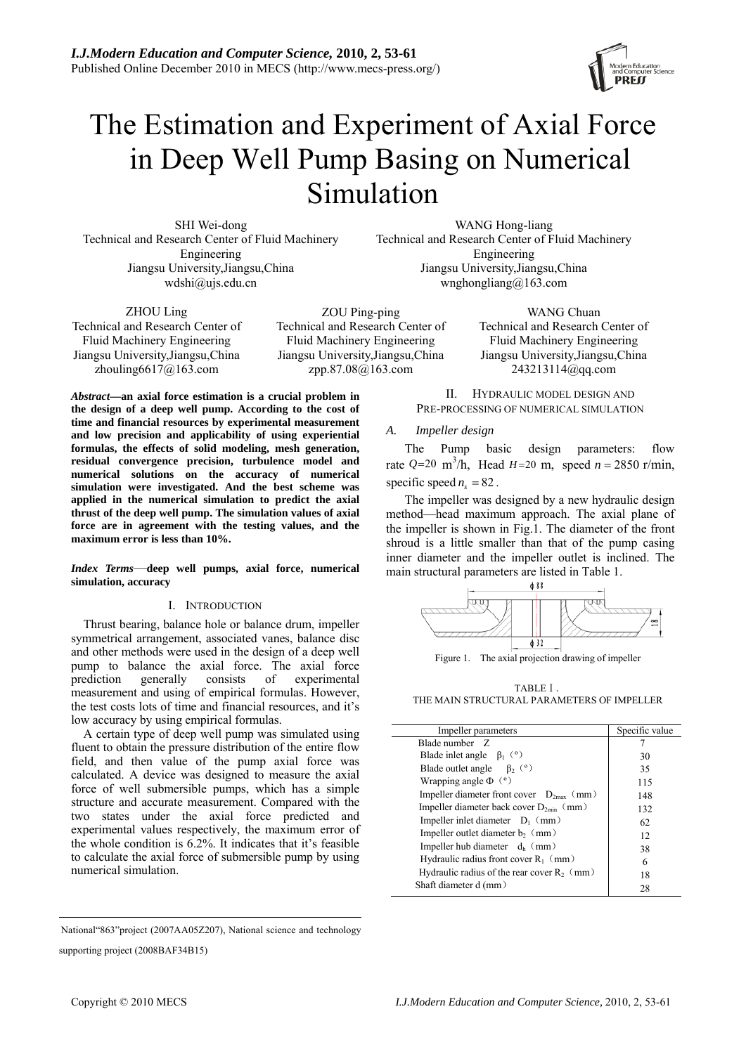# The Estimation and Experiment of Axial Force in Deep Well Pump Basing on Numerical Simulation

SHI Wei-dong
Technical and Research Center of Fluid Machinery Engineering
Jiangsu University,Jiangsu,China
wdshi@ujs.edu.cn

WANG Hong-liang
Technical and Research Center of Fluid Machinery Engineering
Jiangsu University,Jiangsu,China
wnghongliang@163.com

ZHOU Ling
Technical and Research Center of Fluid Machinery Engineering
Jiangsu University,Jiangsu,China
zhouling6617@163.com

ZOU Ping-ping
Technical and Research Center of Fluid Machinery Engineering
Jiangsu University,Jiangsu,China
zpp.87.08@163.com

WANG Chuan
Technical and Research Center of Fluid Machinery Engineering
Jiangsu University,Jiangsu,China
243213114@qq.com

***Abstract*—an axial force estimation is a crucial problem in the design of a deep well pump. According to the cost of time and financial resources by experimental measurement and low precision and applicability of using experiential formulas, the effects of solid modeling, mesh generation, residual convergence precision, turbulence model and numerical solutions on the accuracy of numerical simulation were investigated. And the best scheme was applied in the numerical simulation to predict the axial thrust of the deep well pump. The simulation values of axial force are in agreement with the testing values, and the maximum error is less than 10%.**

***Index Terms*—deep well pumps, axial force, numerical simulation, accuracy**

## I. Introduction

Thrust bearing, balance hole or balance drum, impeller symmetrical arrangement, associated vanes, balance disc and other methods were used in the design of a deep well pump to balance the axial force. The axial force prediction generally consists of experimental measurement and using of empirical formulas. However, the test costs lots of time and financial resources, and it's low accuracy by using empirical formulas.

A certain type of deep well pump was simulated using fluent to obtain the pressure distribution of the entire flow field, and then value of the pump axial force was calculated. A device was designed to measure the axial force of well submersible pumps, which has a simple structure and accurate measurement. Compared with the two states under the axial force predicted and experimental values respectively, the maximum error of the whole condition is 6.2%. It indicates that it's feasible to calculate the axial force of submersible pump by using numerical simulation.

## II. Hydraulic Model Design and Pre-processing of Numerical Simulation

### *A. Impeller design*

The Pump basic design parameters: flow rate $Q$=20 $m^3$/h, Head $H$=20 m, speed $n$ = 2850 r/min, specific speed $n_s = 82$.

The impeller was designed by a new hydraulic design method—head maximum approach. The axial plane of the impeller is shown in Fig.1. The diameter of the front shroud is a little smaller than that of the pump casing inner diameter and the impeller outlet is inclined. The main structural parameters are listed in Table 1.

Figure 1. The axial projection drawing of impeller

TABLE Ⅰ.
THE MAIN STRUCTURAL PARAMETERS OF IMPELLER

| Impeller parameters | Specific value |
| --- | --- |
| Blade number Z | 7 |
| Blade inlet angle $\beta_1$ (°) | 30 |
| Blade outlet angle $\beta_2$ (°) | 35 |
| Wrapping angle $\Phi$ (°) | 115 |
| Impeller diameter front cover $D_{2max}$ (mm) | 148 |
| Impeller diameter back cover $D_{2min}$ (mm) | 132 |
| Impeller inlet diameter $D_1$ (mm) | 62 |
| Impeller outlet diameter $b_2$ (mm) | 12 |
| Impeller hub diameter $d_h$ (mm) | 38 |
| Hydraulic radius front cover $R_1$ (mm) | 6 |
| Hydraulic radius of the rear cover $R_2$ (mm) | 18 |
| Shaft diameter d (mm) | 28 |

National"863"project (2007AA05Z207), National science and technology supporting project (2008BAF34B15)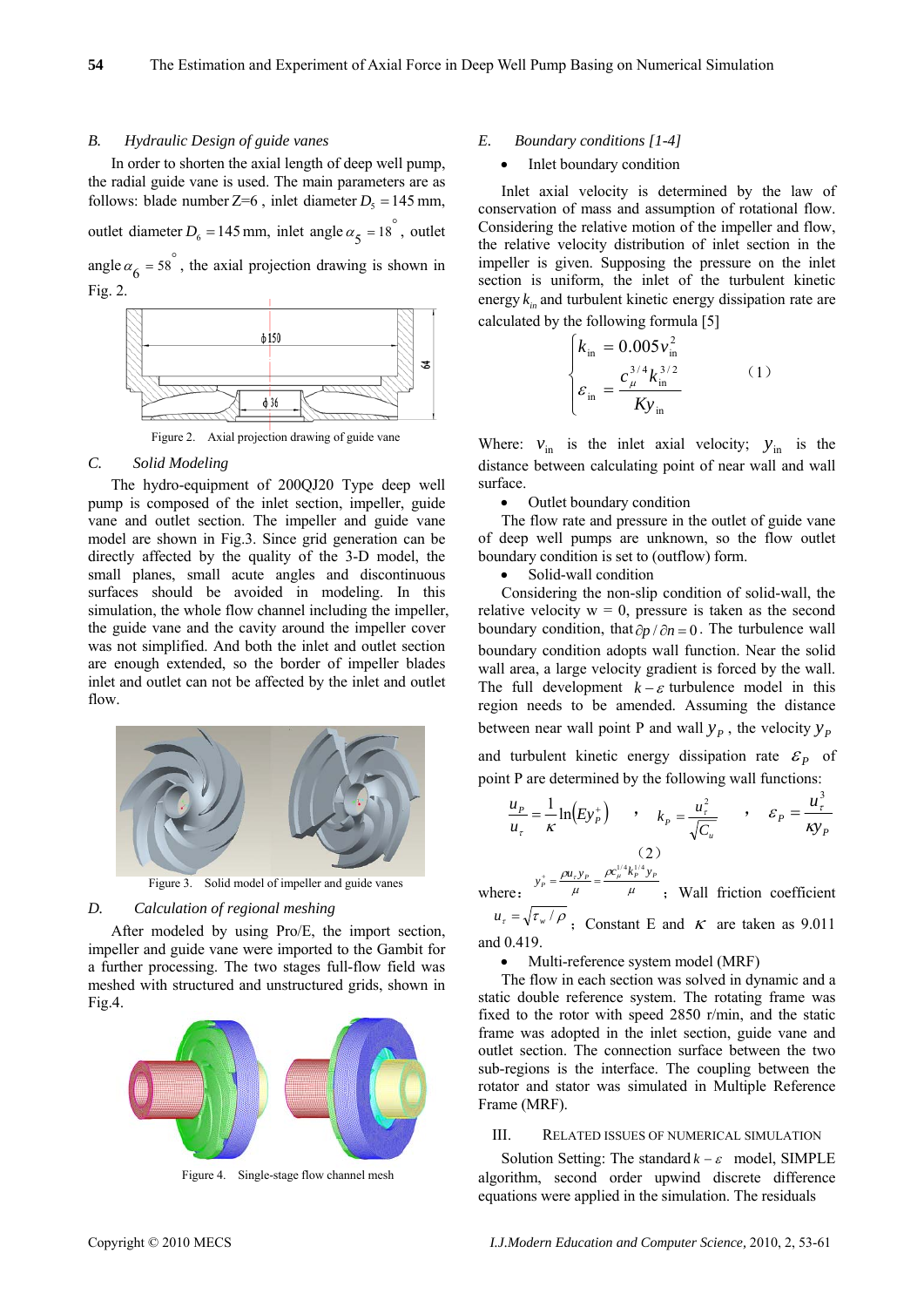### B. Hydraulic Design of guide vanes

In order to shorten the axial length of deep well pump, the radial guide vane is used. The main parameters are as follows: blade number $Z$=6 , inlet diameter $D_5 = 145$ mm, outlet diameter $D_6 = 145$ mm, inlet angle $\alpha_5 = 18^\circ$ , outlet angle $\alpha_6 = 58^\circ$ , the axial projection drawing is shown in Fig. 2.

Figure 2. Axial projection drawing of guide vane

### C. Solid Modeling

The hydro-equipment of 200QJ20 Type deep well pump is composed of the inlet section, impeller, guide vane and outlet section. The impeller and guide vane model are shown in Fig.3. Since grid generation can be directly affected by the quality of the 3-D model, the small planes, small acute angles and discontinuous surfaces should be avoided in modeling. In this simulation, the whole flow channel including the impeller, the guide vane and the cavity around the impeller cover was not simplified. And both the inlet and outlet section are enough extended, so the border of impeller blades inlet and outlet can not be affected by the inlet and outlet flow.

Figure 3. Solid model of impeller and guide vanes

### D. Calculation of regional meshing

After modeled by using Pro/E, the import section, impeller and guide vane were imported to the Gambit for a further processing. The two stages full-flow field was meshed with structured and unstructured grids, shown in Fig.4.

Figure 4. Single-stage flow channel mesh

### E. Boundary conditions [1-4]

- Inlet boundary condition

Inlet axial velocity is determined by the law of conservation of mass and assumption of rotational flow. Considering the relative motion of the impeller and flow, the relative velocity distribution of inlet section in the impeller is given. Supposing the pressure on the inlet section is uniform, the inlet of the turbulent kinetic energy $k_{in}$ and turbulent kinetic energy dissipation rate are calculated by the following formula [5]

$$\begin{cases} k_{\text{in}} = 0.005 v_{\text{in}}^2 \\ \varepsilon_{\text{in}} = \dfrac{c_\mu^{3/4} k_{\text{in}}^{3/2}}{K y_{\text{in}}} \end{cases} \qquad (1)$$

Where: $v_{\text{in}}$ is the inlet axial velocity; $y_{\text{in}}$ is the distance between calculating point of near wall and wall surface.

- Outlet boundary condition

The flow rate and pressure in the outlet of guide vane of deep well pumps are unknown, so the flow outlet boundary condition is set to (outflow) form.

- Solid-wall condition

Considering the non-slip condition of solid-wall, the relative velocity w = 0, pressure is taken as the second boundary condition, that $\partial p / \partial n = 0$. The turbulence wall boundary condition adopts wall function. Near the solid wall area, a large velocity gradient is forced by the wall. The full development $k-\varepsilon$ turbulence model in this region needs to be amended. Assuming the distance between near wall point P and wall $y_P$ , the velocity $y_P$ and turbulent kinetic energy dissipation rate $\varepsilon_P$ of point P are determined by the following wall functions:

$$\frac{u_P}{u_\tau} = \frac{1}{\kappa}\ln\left(E y_P^+\right) \quad , \quad k_P = \frac{u_\tau^2}{\sqrt{C_u}} \quad , \quad \varepsilon_P = \frac{u_\tau^3}{\kappa y_P} \qquad (2)$$

where: $y_P^+ = \dfrac{\rho u_\tau y_P}{\mu} = \dfrac{\rho c_\mu^{1/4} k_P^{1/4} y_P}{\mu}$ ; Wall friction coefficient $u_\tau = \sqrt{\tau_w / \rho}$ ; Constant E and $\kappa$ are taken as 9.011 and 0.419.

- Multi-reference system model (MRF)

The flow in each section was solved in dynamic and a static double reference system. The rotating frame was fixed to the rotor with speed 2850 r/min, and the static frame was adopted in the inlet section, guide vane and outlet section. The connection surface between the two sub-regions is the interface. The coupling between the rotator and stator was simulated in Multiple Reference Frame (MRF).

## III. RELATED ISSUES OF NUMERICAL SIMULATION

Solution Setting: The standard $k-\varepsilon$ model, SIMPLE algorithm, second order upwind discrete difference equations were applied in the simulation. The residuals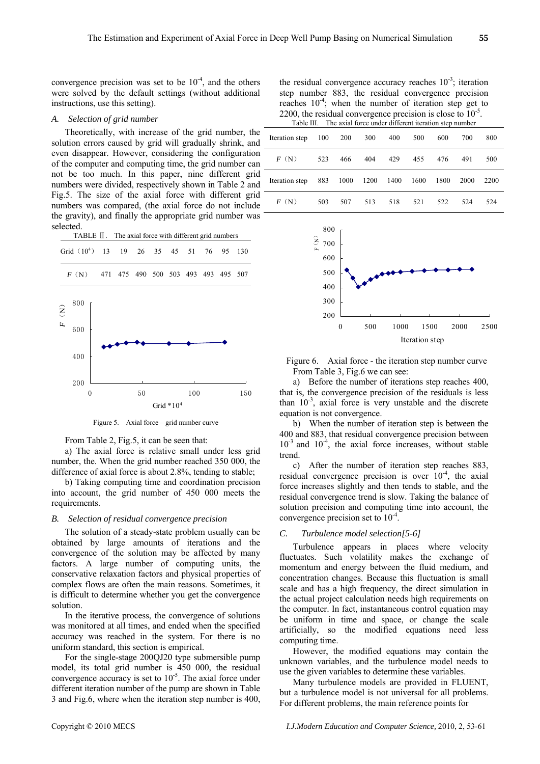convergence precision was set to be $10^{-4}$, and the others were solved by the default settings (without additional instructions, use this setting).

### *A. Selection of grid number*

Theoretically, with increase of the grid number, the solution errors caused by grid will gradually shrink, and even disappear. However, considering the configuration of the computer and computing time, the grid number can not be too much. In this paper, nine different grid numbers were divided, respectively shown in Table 2 and Fig.5. The size of the axial force with different grid numbers was compared, (the axial force do not include the gravity), and finally the appropriate grid number was selected.

TABLE Ⅱ. The axial force with different grid numbers

| Grid（$10^4$） | 13 | 19 | 26 | 35 | 45 | 51 | 76 | 95 | 130 |
|---|---|---|---|---|---|---|---|---|---|
| *F*（N） | 471 | 475 | 490 | 500 | 503 | 493 | 493 | 495 | 507 |

Figure 5. Axial force – grid number curve

From Table 2, Fig.5, it can be seen that:

a) The axial force is relative small under less grid number, the. When the grid number reached 350 000, the difference of axial force is about 2.8%, tending to stable;

b) Taking computing time and coordination precision into account, the grid number of 450 000 meets the requirements.

### *B. Selection of residual convergence precision*

The solution of a steady-state problem usually can be obtained by large amounts of iterations and the convergence of the solution may be affected by many factors. A large number of computing units, the conservative relaxation factors and physical properties of complex flows are often the main reasons. Sometimes, it is difficult to determine whether you get the convergence solution.

In the iterative process, the convergence of solutions was monitored at all times, and ended when the specified accuracy was reached in the system. For there is no uniform standard, this section is empirical.

For the single-stage 200QJ20 type submersible pump model, its total grid number is 450 000, the residual convergence accuracy is set to $10^{-5}$. The axial force under different iteration number of the pump are shown in Table 3 and Fig.6, where when the iteration step number is 400, the residual convergence accuracy reaches $10^{-3}$; iteration step number 883, the residual convergence precision reaches $10^{-4}$; when the number of iteration step get to 2200, the residual convergence precision is close to $10^{-5}$.

Table III. The axial force under different iteration step number

| Iteration step | 100 | 200 | 300 | 400 | 500 | 600 | 700 | 800 |
|---|---|---|---|---|---|---|---|---|
| *F*（N） | 523 | 466 | 404 | 429 | 455 | 476 | 491 | 500 |
| Iteration step | 883 | 1000 | 1200 | 1400 | 1600 | 1800 | 2000 | 2200 |
| *F*（N） | 503 | 507 | 513 | 518 | 521 | 522 | 524 | 524 |

Figure 6. Axial force - the iteration step number curve

From Table 3, Fig.6 we can see:

a) Before the number of iterations step reaches 400, that is, the convergence precision of the residuals is less than $10^{-3}$, axial force is very unstable and the discrete equation is not convergence.

b) When the number of iteration step is between the 400 and 883, that residual convergence precision between $10^{-3}$ and $10^{-4}$, the axial force increases, without stable trend.

c) After the number of iteration step reaches 883, residual convergence precision is over $10^{-4}$, the axial force increases slightly and then tends to stable, and the residual convergence trend is slow. Taking the balance of solution precision and computing time into account, the convergence precision set to $10^{-4}$.

### *C. Turbulence model selection[5-6]*

Turbulence appears in places where velocity fluctuates. Such volatility makes the exchange of momentum and energy between the fluid medium, and concentration changes. Because this fluctuation is small scale and has a high frequency, the direct simulation in the actual project calculation needs high requirements on the computer. In fact, instantaneous control equation may be uniform in time and space, or change the scale artificially, so the modified equations need less computing time.

However, the modified equations may contain the unknown variables, and the turbulence model needs to use the given variables to determine these variables.

Many turbulence models are provided in FLUENT, but a turbulence model is not universal for all problems. For different problems, the main reference points for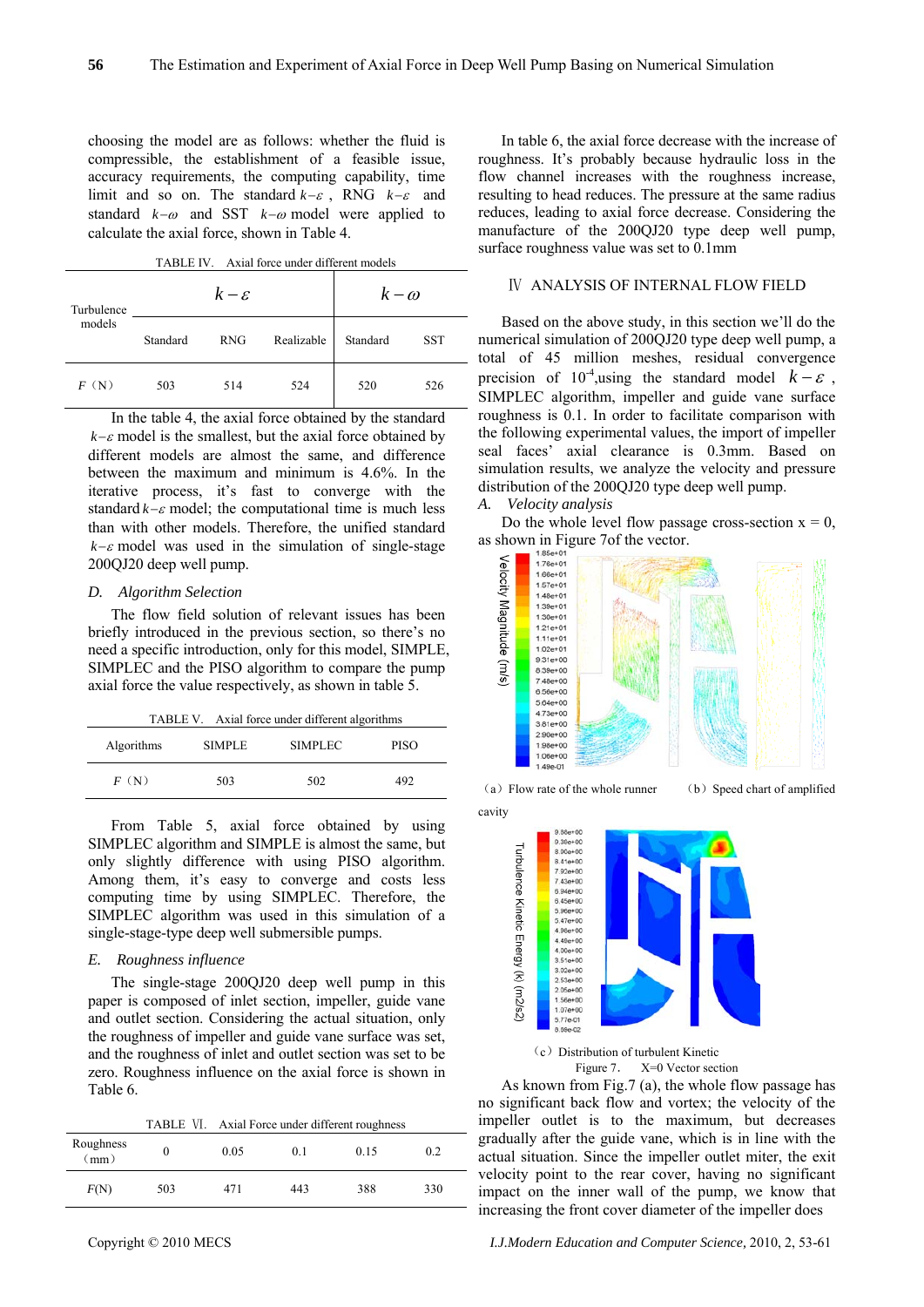choosing the model are as follows: whether the fluid is compressible, the establishment of a feasible issue, accuracy requirements, the computing capability, time limit and so on. The standard $k-\varepsilon$, RNG $k-\varepsilon$ and standard $k-\omega$ and SST $k-\omega$ model were applied to calculate the axial force, shown in Table 4.

TABLE IV. Axial force under different models

| Turbulence models | $k-\varepsilon$ | | | $k-\omega$ | |
|---|---|---|---|---|---|
| | Standard | RNG | Realizable | Standard | SST |
| $F$（N） | 503 | 514 | 524 | 520 | 526 |

In the table 4, the axial force obtained by the standard $k-\varepsilon$ model is the smallest, but the axial force obtained by different models are almost the same, and difference between the maximum and minimum is 4.6%. In the iterative process, it's fast to converge with the standard $k-\varepsilon$ model; the computational time is much less than with other models. Therefore, the unified standard $k-\varepsilon$ model was used in the simulation of single-stage 200QJ20 deep well pump.

### D. Algorithm Selection

The flow field solution of relevant issues has been briefly introduced in the previous section, so there's no need a specific introduction, only for this model, SIMPLE, SIMPLEC and the PISO algorithm to compare the pump axial force the value respectively, as shown in table 5.

TABLE V. Axial force under different algorithms

| Algorithms | SIMPLE | SIMPLEC | PISO |
|---|---|---|---|
| $F$（N） | 503 | 502 | 492 |

From Table 5, axial force obtained by using SIMPLEC algorithm and SIMPLE is almost the same, but only slightly difference with using PISO algorithm. Among them, it's easy to converge and costs less computing time by using SIMPLEC. Therefore, the SIMPLEC algorithm was used in this simulation of a single-stage-type deep well submersible pumps.

### E. Roughness influence

The single-stage 200QJ20 deep well pump in this paper is composed of inlet section, impeller, guide vane and outlet section. Considering the actual situation, only the roughness of impeller and guide vane surface was set, and the roughness of inlet and outlet section was set to be zero. Roughness influence on the axial force is shown in Table 6.

TABLE Ⅵ. Axial Force under different roughness

| Roughness（mm） | 0 | 0.05 | 0.1 | 0.15 | 0.2 |
|---|---|---|---|---|---|
| $F$(N) | 503 | 471 | 443 | 388 | 330 |

In table 6, the axial force decrease with the increase of roughness. It's probably because hydraulic loss in the flow channel increases with the roughness increase, resulting to head reduces. The pressure at the same radius reduces, leading to axial force decrease. Considering the manufacture of the 200QJ20 type deep well pump, surface roughness value was set to 0.1mm

## Ⅳ ANALYSIS OF INTERNAL FLOW FIELD

Based on the above study, in this section we'll do the numerical simulation of 200QJ20 type deep well pump, a total of 45 million meshes, residual convergence precision of $10^{-4}$,using the standard model $k-\varepsilon$, SIMPLEC algorithm, impeller and guide vane surface roughness is 0.1. In order to facilitate comparison with the following experimental values, the import of impeller seal faces' axial clearance is 0.3mm. Based on simulation results, we analyze the velocity and pressure distribution of the 200QJ20 type deep well pump.

### A. Velocity analysis

Do the whole level flow passage cross-section x = 0, as shown in Figure 7of the vector.

（a）Flow rate of the whole runner （b）Speed chart of amplified cavity

（c）Distribution of turbulent Kinetic

Figure 7. X=0 Vector section

As known from Fig.7 (a), the whole flow passage has no significant back flow and vortex; the velocity of the impeller outlet is to the maximum, but decreases gradually after the guide vane, which is in line with the actual situation. Since the impeller outlet miter, the exit velocity point to the rear cover, having no significant impact on the inner wall of the pump, we know that increasing the front cover diameter of the impeller does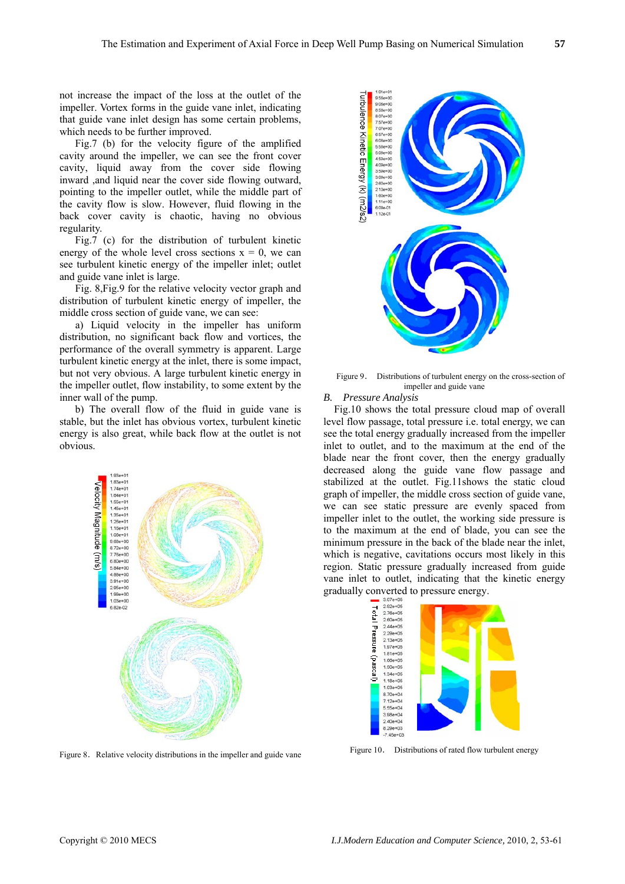not increase the impact of the loss at the outlet of the impeller. Vortex forms in the guide vane inlet, indicating that guide vane inlet design has some certain problems, which needs to be further improved.

Fig.7 (b) for the velocity figure of the amplified cavity around the impeller, we can see the front cover cavity, liquid away from the cover side flowing inward ,and liquid near the cover side flowing outward, pointing to the impeller outlet, while the middle part of the cavity flow is slow. However, fluid flowing in the back cover cavity is chaotic, having no obvious regularity.

Fig.7 (c) for the distribution of turbulent kinetic energy of the whole level cross sections x = 0, we can see turbulent kinetic energy of the impeller inlet; outlet and guide vane inlet is large.

Fig. 8,Fig.9 for the relative velocity vector graph and distribution of turbulent kinetic energy of impeller, the middle cross section of guide vane, we can see:

a) Liquid velocity in the impeller has uniform distribution, no significant back flow and vortices, the performance of the overall symmetry is apparent. Large turbulent kinetic energy at the inlet, there is some impact, but not very obvious. A large turbulent kinetic energy in the impeller outlet, flow instability, to some extent by the inner wall of the pump.

b) The overall flow of the fluid in guide vane is stable, but the inlet has obvious vortex, turbulent kinetic energy is also great, while back flow at the outlet is not obvious.

Figure 8. Relative velocity distributions in the impeller and guide vane

Figure 9. Distributions of turbulent energy on the cross-section of impeller and guide vane

### *B. Pressure Analysis*

Fig.10 shows the total pressure cloud map of overall level flow passage, total pressure i.e. total energy, we can see the total energy gradually increased from the impeller inlet to outlet, and to the maximum at the end of the blade near the front cover, then the energy gradually decreased along the guide vane flow passage and stabilized at the outlet. Fig.11shows the static cloud graph of impeller, the middle cross section of guide vane, we can see static pressure are evenly spaced from impeller inlet to the outlet, the working side pressure is to the maximum at the end of blade, you can see the minimum pressure in the back of the blade near the inlet, which is negative, cavitations occurs most likely in this region. Static pressure gradually increased from guide vane inlet to outlet, indicating that the kinetic energy gradually converted to pressure energy.

Figure 10. Distributions of rated flow turbulent energy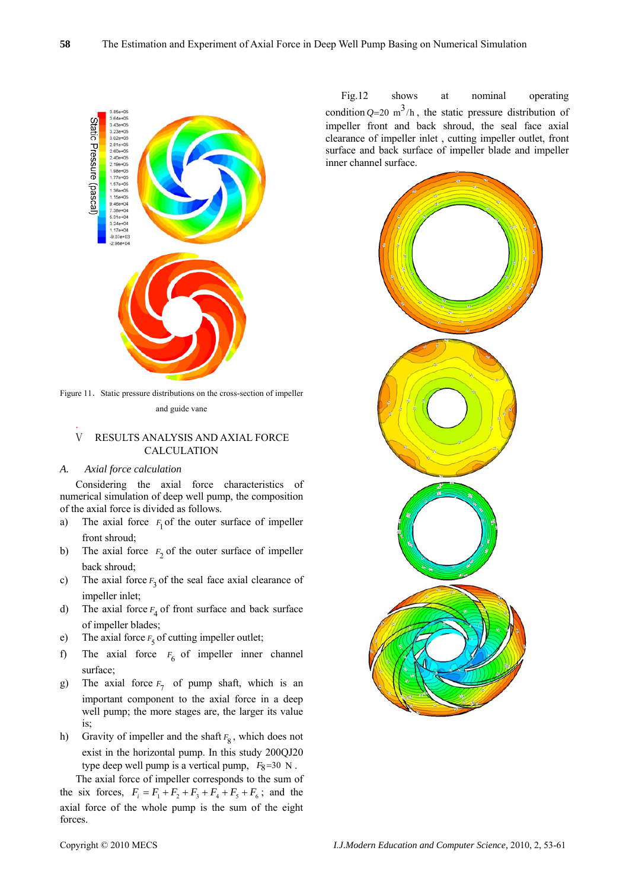Figure 11. Static pressure distributions on the cross-section of impeller and guide vane

## V RESULTS ANALYSIS AND AXIAL FORCE CALCULATION

### *A. Axial force calculation*

Considering the axial force characteristics of numerical simulation of deep well pump, the composition of the axial force is divided as follows.

a) The axial force $F_1$ of the outer surface of impeller front shroud;

b) The axial force $F_2$ of the outer surface of impeller back shroud;

c) The axial force $F_3$ of the seal face axial clearance of impeller inlet;

d) The axial force $F_4$ of front surface and back surface of impeller blades;

e) The axial force $F_5$ of cutting impeller outlet;

f) The axial force $F_6$ of impeller inner channel surface;

g) The axial force $F_7$ of pump shaft, which is an important component to the axial force in a deep well pump; the more stages are, the larger its value is;

h) Gravity of impeller and the shaft $F_8$, which does not exist in the horizontal pump. In this study 200QJ20 type deep well pump is a vertical pump, $F_8$=30 N.

The axial force of impeller corresponds to the sum of the six forces, $F_i = F_1 + F_2 + F_3 + F_4 + F_5 + F_6$; and the axial force of the whole pump is the sum of the eight forces.

Fig.12 shows at nominal operating condition $Q$=20 $\text{m}^3/\text{h}$, the static pressure distribution of impeller front and back shroud, the seal face axial clearance of impeller inlet, cutting impeller outlet, front surface and back surface of impeller blade and impeller inner channel surface.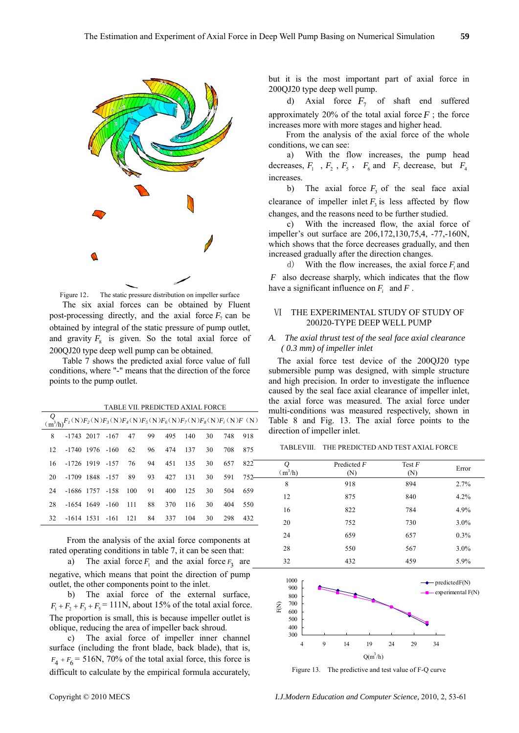Figure 12. The static pressure distribution on impeller surface

The six axial forces can be obtained by Fluent post-processing directly, and the axial force $F_7$ can be obtained by integral of the static pressure of pump outlet, and gravity $F_8$ is given. So the total axial force of 200QJ20 type deep well pump can be obtained.

Table 7 shows the predicted axial force value of full conditions, where "-" means that the direction of the force points to the pump outlet.

TABLE VII. PREDICTED AXIAL FORCE

| Q (m³/h) | $F_1$ (N) | $F_2$ (N) | $F_3$ (N) | $F_4$ (N) | $F_5$ (N) | $F_6$ (N) | $F_7$ (N) | $F_8$ (N) | $F_i$ (N) | $F$ (N) |
|---|---|---|---|---|---|---|---|---|---|---|
| 8 | -1743 | 2017 | -167 | 47 | 99 | 495 | 140 | 30 | 748 | 918 |
| 12 | -1740 | 1976 | -160 | 62 | 96 | 474 | 137 | 30 | 708 | 875 |
| 16 | -1726 | 1919 | -157 | 76 | 94 | 451 | 135 | 30 | 657 | 822 |
| 20 | -1709 | 1848 | -157 | 89 | 93 | 427 | 131 | 30 | 591 | 752 |
| 24 | -1686 | 1757 | -158 | 100 | 91 | 400 | 125 | 30 | 504 | 659 |
| 28 | -1654 | 1649 | -160 | 111 | 88 | 370 | 116 | 30 | 404 | 550 |
| 32 | -1614 | 1531 | -161 | 121 | 84 | 337 | 104 | 30 | 298 | 432 |

From the analysis of the axial force components at rated operating conditions in table 7, it can be seen that:

a) The axial force $F_1$ and the axial force $F_3$ are negative, which means that point the direction of pump outlet, the other components point to the inlet.

b) The axial force of the external surface, $F_1 + F_2 + F_3 + F_5$ = 111N, about 15% of the total axial force. The proportion is small, this is because impeller outlet is oblique, reducing the area of impeller back shroud.

c) The axial force of impeller inner channel surface (including the front blade, back blade), that is, $F_4 + F_6$ = 516N, 70% of the total axial force, this force is difficult to calculate by the empirical formula accurately, but it is the most important part of axial force in 200QJ20 type deep well pump.

d) Axial force $F_7$ of shaft end suffered approximately 20% of the total axial force $F$ ; the force increases more with more stages and higher head.

From the analysis of the axial force of the whole conditions, we can see:

a) With the flow increases, the pump head decreases, $F_1$ , $F_2$ , $F_5$ , $F_6$ and $F_7$ decrease, but $F_4$ increases.

b) The axial force $F_3$ of the seal face axial clearance of impeller inlet $F_3$ is less affected by flow changes, and the reasons need to be further studied.

c) With the increased flow, the axial force of impeller's out surface are 206,172,130,75,4, -77,-160N, which shows that the force decreases gradually, and then increased gradually after the direction changes.

d) With the flow increases, the axial force $F_i$ and $F$ also decrease sharply, which indicates that the flow have a significant influence on $F_i$ and $F$ .

## Ⅵ THE EXPERIMENTAL STUDY OF STUDY OF 200J20-TYPE DEEP WELL PUMP

### *A. The axial thrust test of the seal face axial clearance ( 0.3 mm) of impeller inlet*

The axial force test device of the 200QJ20 type submersible pump was designed, with simple structure and high precision. In order to investigate the influence caused by the seal face axial clearance of impeller inlet, the axial force was measured. The axial force under multi-conditions was measured respectively, shown in Table 8 and Fig. 13. The axial force points to the direction of impeller inlet.

TABLEVIII. THE PREDICTED AND TEST AXIAL FORCE

| Q (m³/h) | Predicted F (N) | Test F (N) | Error |
|---|---|---|---|
| 8 | 918 | 894 | 2.7% |
| 12 | 875 | 840 | 4.2% |
| 16 | 822 | 784 | 4.9% |
| 20 | 752 | 730 | 3.0% |
| 24 | 659 | 657 | 0.3% |
| 28 | 550 | 567 | 3.0% |
| 32 | 432 | 459 | 5.9% |

Figure 13. The predictive and test value of F-Q curve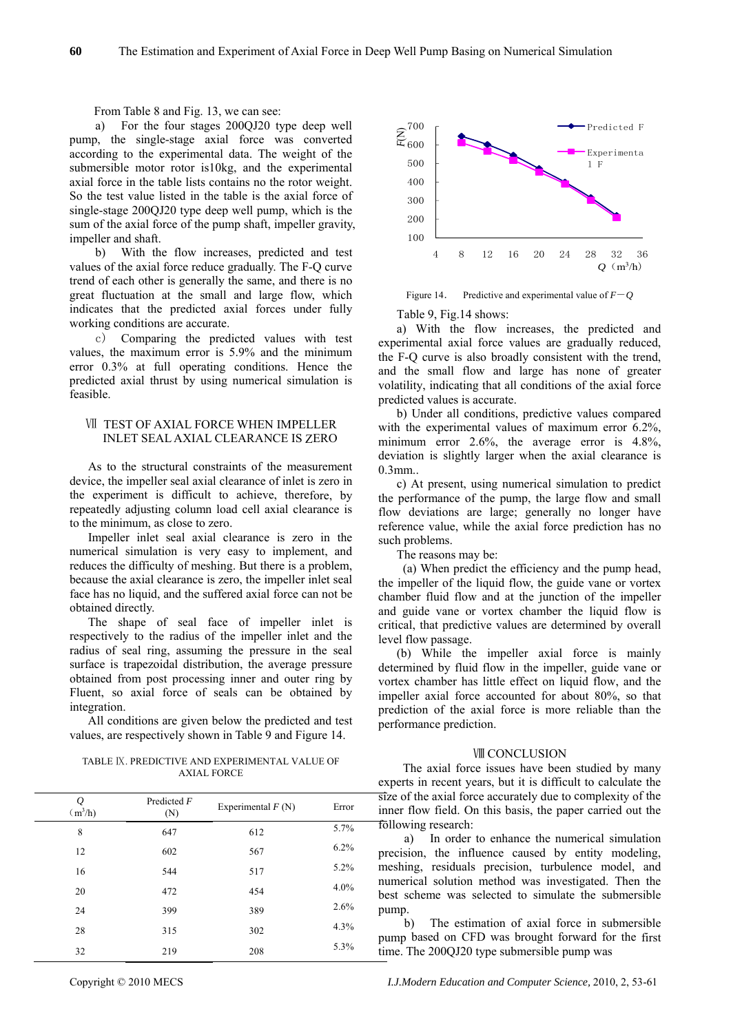From Table 8 and Fig. 13, we can see:

a) For the four stages 200QJ20 type deep well pump, the single-stage axial force was converted according to the experimental data. The weight of the submersible motor rotor is10kg, and the experimental axial force in the table lists contains no the rotor weight. So the test value listed in the table is the axial force of single-stage 200QJ20 type deep well pump, which is the sum of the axial force of the pump shaft, impeller gravity, impeller and shaft.

b) With the flow increases, predicted and test values of the axial force reduce gradually. The F-Q curve trend of each other is generally the same, and there is no great fluctuation at the small and large flow, which indicates that the predicted axial forces under fully working conditions are accurate.

c) Comparing the predicted values with test values, the maximum error is 5.9% and the minimum error 0.3% at full operating conditions. Hence the predicted axial thrust by using numerical simulation is feasible.

## Ⅶ TEST OF AXIAL FORCE WHEN IMPELLER INLET SEAL AXIAL CLEARANCE IS ZERO

As to the structural constraints of the measurement device, the impeller seal axial clearance of inlet is zero in the experiment is difficult to achieve, therefore, by repeatedly adjusting column load cell axial clearance is to the minimum, as close to zero.

Impeller inlet seal axial clearance is zero in the numerical simulation is very easy to implement, and reduces the difficulty of meshing. But there is a problem, because the axial clearance is zero, the impeller inlet seal face has no liquid, and the suffered axial force can not be obtained directly.

The shape of seal face of impeller inlet is respectively to the radius of the impeller inlet and the radius of seal ring, assuming the pressure in the seal surface is trapezoidal distribution, the average pressure obtained from post processing inner and outer ring by Fluent, so axial force of seals can be obtained by integration.

All conditions are given below the predicted and test values, are respectively shown in Table 9 and Figure 14.

TABLE Ⅸ. PREDICTIVE AND EXPERIMENTAL VALUE OF AXIAL FORCE

| $Q$ ($m^3$/h) | Predicted $F$ (N) | Experimental $F$ (N) | Error |
|---|---|---|---|
| 8 | 647 | 612 | 5.7% |
| 12 | 602 | 567 | 6.2% |
| 16 | 544 | 517 | 5.2% |
| 20 | 472 | 454 | 4.0% |
| 24 | 399 | 389 | 2.6% |
| 28 | 315 | 302 | 4.3% |
| 32 | 219 | 208 | 5.3% |

Figure 14. Predictive and experimental value of $F-Q$

Table 9, Fig.14 shows:

a) With the flow increases, the predicted and experimental axial force values are gradually reduced, the F-Q curve is also broadly consistent with the trend, and the small flow and large has none of greater volatility, indicating that all conditions of the axial force predicted values is accurate.

b) Under all conditions, predictive values compared with the experimental values of maximum error 6.2%, minimum error 2.6%, the average error is 4.8%, deviation is slightly larger when the axial clearance is 0.3mm..

c) At present, using numerical simulation to predict the performance of the pump, the large flow and small flow deviations are large; generally no longer have reference value, while the axial force prediction has no such problems.

The reasons may be:

(a) When predict the efficiency and the pump head, the impeller of the liquid flow, the guide vane or vortex chamber fluid flow and at the junction of the impeller and guide vane or vortex chamber the liquid flow is critical, that predictive values are determined by overall level flow passage.

(b) While the impeller axial force is mainly determined by fluid flow in the impeller, guide vane or vortex chamber has little effect on liquid flow, and the impeller axial force accounted for about 80%, so that prediction of the axial force is more reliable than the performance prediction.

## Ⅷ CONCLUSION

The axial force issues have been studied by many experts in recent years, but it is difficult to calculate the size of the axial force accurately due to complexity of the inner flow field. On this basis, the paper carried out the following research:

a) In order to enhance the numerical simulation precision, the influence caused by entity modeling, meshing, residuals precision, turbulence model, and numerical solution method was investigated. Then the best scheme was selected to simulate the submersible pump.

b) The estimation of axial force in submersible pump based on CFD was brought forward for the first time. The 200QJ20 type submersible pump was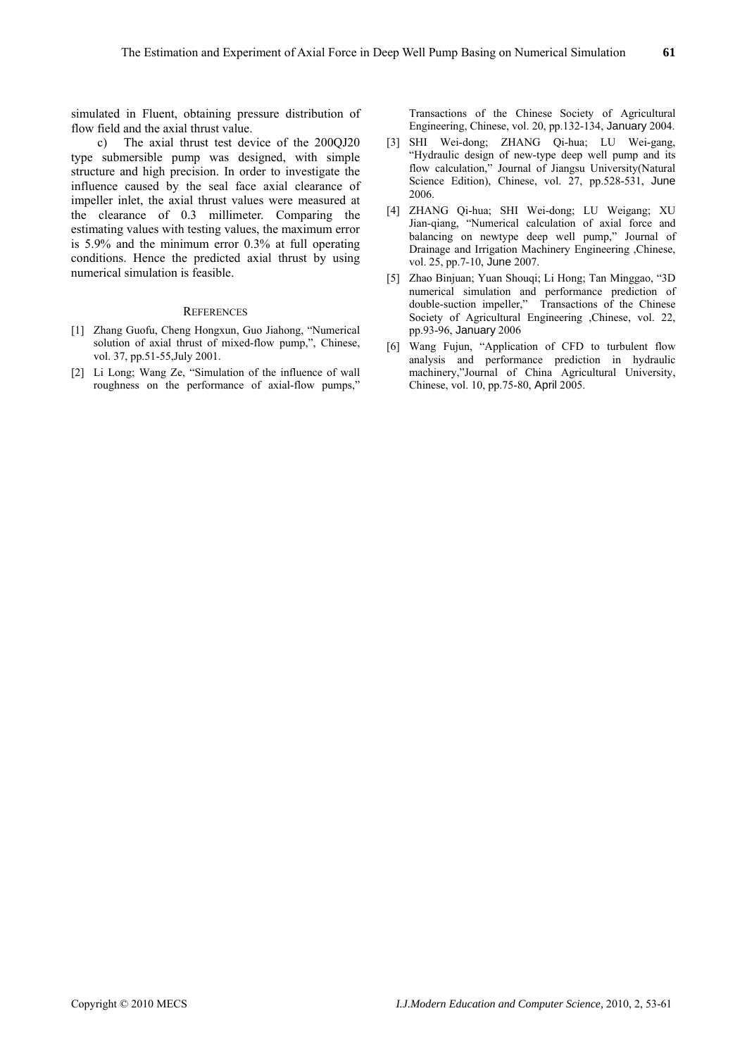simulated in Fluent, obtaining pressure distribution of flow field and the axial thrust value.

c) The axial thrust test device of the 200QJ20 type submersible pump was designed, with simple structure and high precision. In order to investigate the influence caused by the seal face axial clearance of impeller inlet, the axial thrust values were measured at the clearance of 0.3 millimeter. Comparing the estimating values with testing values, the maximum error is 5.9% and the minimum error 0.3% at full operating conditions. Hence the predicted axial thrust by using numerical simulation is feasible.

## REFERENCES

[1] Zhang Guofu, Cheng Hongxun, Guo Jiahong, "Numerical solution of axial thrust of mixed-flow pump,", Chinese, vol. 37, pp.51-55,July 2001.

[2] Li Long; Wang Ze, "Simulation of the influence of wall roughness on the performance of axial-flow pumps," Transactions of the Chinese Society of Agricultural Engineering, Chinese, vol. 20, pp.132-134, January 2004.

[3] SHI Wei-dong; ZHANG Qi-hua; LU Wei-gang, "Hydraulic design of new-type deep well pump and its flow calculation," Journal of Jiangsu University(Natural Science Edition), Chinese, vol. 27, pp.528-531, June 2006.

[4] ZHANG Qi-hua; SHI Wei-dong; LU Weigang; XU Jian-qiang, "Numerical calculation of axial force and balancing on newtype deep well pump," Journal of Drainage and Irrigation Machinery Engineering ,Chinese, vol. 25, pp.7-10, June 2007.

[5] Zhao Binjuan; Yuan Shouqi; Li Hong; Tan Minggao, "3D numerical simulation and performance prediction of double-suction impeller," Transactions of the Chinese Society of Agricultural Engineering ,Chinese, vol. 22, pp.93-96, January 2006

[6] Wang Fujun, "Application of CFD to turbulent flow analysis and performance prediction in hydraulic machinery,"Journal of China Agricultural University, Chinese, vol. 10, pp.75-80, April 2005.